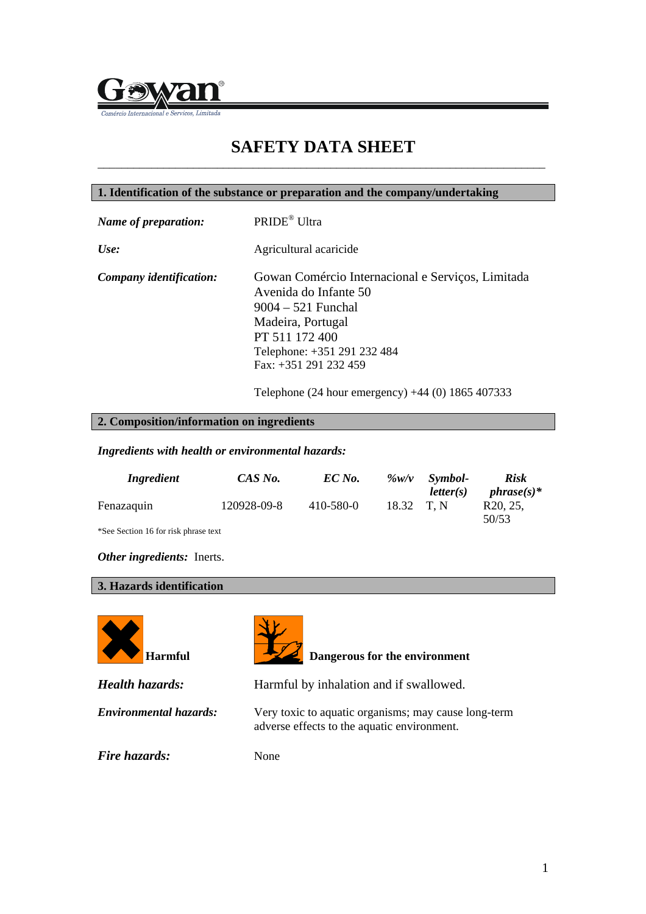Gowan®
Comércio Internacional e Serviços, Limitada

# SAFETY DATA SHEET

## 1. Identification of the substance or preparation and the company/undertaking

***Name of preparation:*** PRIDE® Ultra

***Use:*** Agricultural acaricide

***Company identification:*** Gowan Comércio Internacional e Serviços, Limitada
Avenida do Infante 50
9004 – 521 Funchal
Madeira, Portugal
PT 511 172 400
Telephone: +351 291 232 484
Fax: +351 291 232 459

Telephone (24 hour emergency) +44 (0) 1865 407333

## 2. Composition/information on ingredients

***Ingredients with health or environmental hazards:***

| *Ingredient* | *CAS No.* | *EC No.* | *%w/v* | *Symbol-letter(s)* | *Risk phrase(s)** |
|---|---|---|---|---|---|
| Fenazaquin | 120928-09-8 | 410-580-0 | 18.32 | T, N | R20, 25, 50/53 |

*See Section 16 for risk phrase text

***Other ingredients:*** Inerts.

## 3. Hazards identification

**Harmful** **Dangerous for the environment**

***Health hazards:*** Harmful by inhalation and if swallowed.

***Environmental hazards:*** Very toxic to aquatic organisms; may cause long-term adverse effects to the aquatic environment.

***Fire hazards:*** None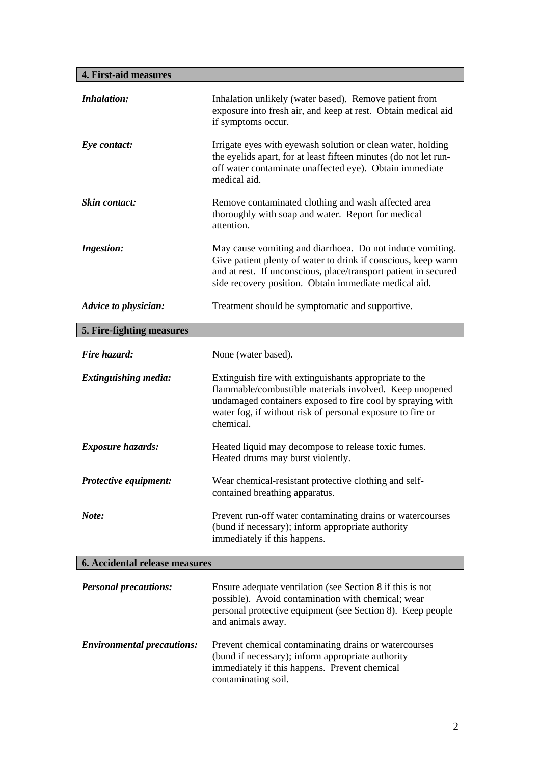## 4. First-aid measures

***Inhalation:*** Inhalation unlikely (water based). Remove patient from exposure into fresh air, and keep at rest. Obtain medical aid if symptoms occur.

***Eye contact:*** Irrigate eyes with eyewash solution or clean water, holding the eyelids apart, for at least fifteen minutes (do not let run-off water contaminate unaffected eye). Obtain immediate medical aid.

***Skin contact:*** Remove contaminated clothing and wash affected area thoroughly with soap and water. Report for medical attention.

***Ingestion:*** May cause vomiting and diarrhoea. Do not induce vomiting. Give patient plenty of water to drink if conscious, keep warm and at rest. If unconscious, place/transport patient in secured side recovery position. Obtain immediate medical aid.

***Advice to physician:*** Treatment should be symptomatic and supportive.

## 5. Fire-fighting measures

***Fire hazard:*** None (water based).

***Extinguishing media:*** Extinguish fire with extinguishants appropriate to the flammable/combustible materials involved. Keep unopened undamaged containers exposed to fire cool by spraying with water fog, if without risk of personal exposure to fire or chemical.

***Exposure hazards:*** Heated liquid may decompose to release toxic fumes. Heated drums may burst violently.

***Protective equipment:*** Wear chemical-resistant protective clothing and self-contained breathing apparatus.

***Note:*** Prevent run-off water contaminating drains or watercourses (bund if necessary); inform appropriate authority immediately if this happens.

## 6. Accidental release measures

***Personal precautions:*** Ensure adequate ventilation (see Section 8 if this is not possible). Avoid contamination with chemical; wear personal protective equipment (see Section 8). Keep people and animals away.

***Environmental precautions:*** Prevent chemical contaminating drains or watercourses (bund if necessary); inform appropriate authority immediately if this happens. Prevent chemical contaminating soil.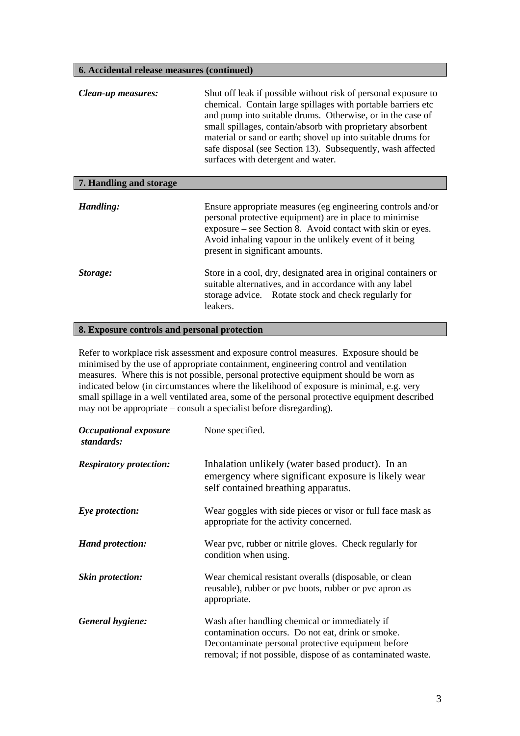## 6. Accidental release measures (continued)

***Clean-up measures:*** Shut off leak if possible without risk of personal exposure to chemical. Contain large spillages with portable barriers etc and pump into suitable drums. Otherwise, or in the case of small spillages, contain/absorb with proprietary absorbent material or sand or earth; shovel up into suitable drums for safe disposal (see Section 13). Subsequently, wash affected surfaces with detergent and water.

## 7. Handling and storage

***Handling:*** Ensure appropriate measures (eg engineering controls and/or personal protective equipment) are in place to minimise exposure – see Section 8. Avoid contact with skin or eyes. Avoid inhaling vapour in the unlikely event of it being present in significant amounts.

***Storage:*** Store in a cool, dry, designated area in original containers or suitable alternatives, and in accordance with any label storage advice. Rotate stock and check regularly for leakers.

## 8. Exposure controls and personal protection

Refer to workplace risk assessment and exposure control measures. Exposure should be minimised by the use of appropriate containment, engineering control and ventilation measures. Where this is not possible, personal protective equipment should be worn as indicated below (in circumstances where the likelihood of exposure is minimal, e.g. very small spillage in a well ventilated area, some of the personal protective equipment described may not be appropriate – consult a specialist before disregarding).

***Occupational exposure standards:*** None specified.

***Respiratory protection:*** Inhalation unlikely (water based product). In an emergency where significant exposure is likely wear self contained breathing apparatus.

***Eye protection:*** Wear goggles with side pieces or visor or full face mask as appropriate for the activity concerned.

***Hand protection:*** Wear pvc, rubber or nitrile gloves. Check regularly for condition when using.

***Skin protection:*** Wear chemical resistant overalls (disposable, or clean reusable), rubber or pvc boots, rubber or pvc apron as appropriate.

***General hygiene:*** Wash after handling chemical or immediately if contamination occurs. Do not eat, drink or smoke. Decontaminate personal protective equipment before removal; if not possible, dispose of as contaminated waste.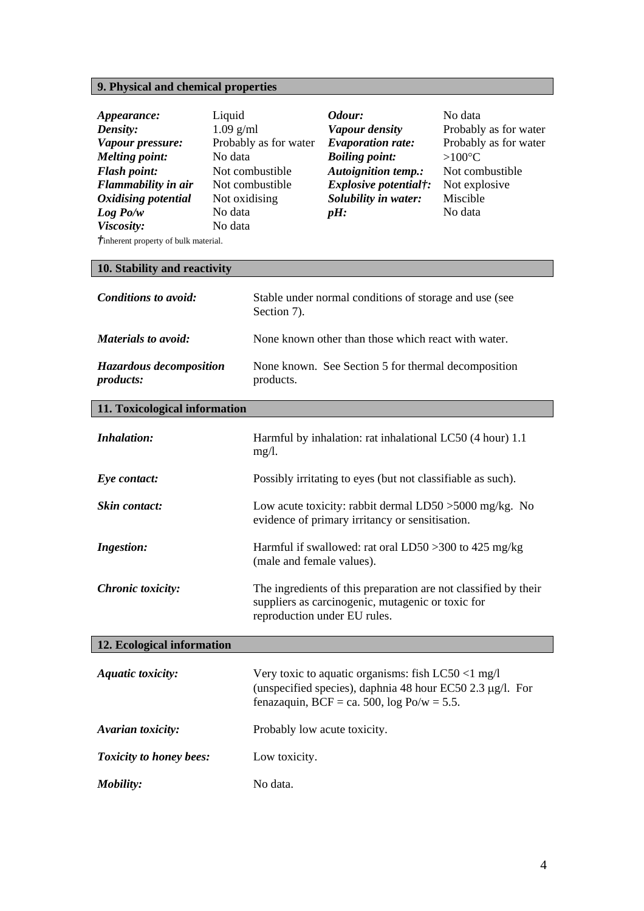## 9. Physical and chemical properties

| | | | |
|---|---|---|---|
| ***Appearance:*** | Liquid | ***Odour:*** | No data |
| ***Density:*** | 1.09 g/ml | ***Vapour density*** | Probably as for water |
| ***Vapour pressure:*** | Probably as for water | ***Evaporation rate:*** | Probably as for water |
| ***Melting point:*** | No data | ***Boiling point:*** | >100°C |
| ***Flash point:*** | Not combustible | ***Autoignition temp.:*** | Not combustible |
| ***Flammability in air*** | Not combustible | ***Explosive potential†:*** | Not explosive |
| ***Oxidising potential*** | Not oxidising | ***Solubility in water:*** | Miscible |
| ***Log Po/w*** | No data | ***pH:*** | No data |
| ***Viscosity:*** | No data | | |

†inherent property of bulk material.

## 10. Stability and reactivity

***Conditions to avoid:*** Stable under normal conditions of storage and use (see Section 7).

***Materials to avoid:*** None known other than those which react with water.

***Hazardous decomposition products:*** None known. See Section 5 for thermal decomposition products.

## 11. Toxicological information

***Inhalation:*** Harmful by inhalation: rat inhalational LC50 (4 hour) 1.1 mg/l.

***Eye contact:*** Possibly irritating to eyes (but not classifiable as such).

***Skin contact:*** Low acute toxicity: rabbit dermal LD50 >5000 mg/kg. No evidence of primary irritancy or sensitisation.

***Ingestion:*** Harmful if swallowed: rat oral LD50 >300 to 425 mg/kg (male and female values).

***Chronic toxicity:*** The ingredients of this preparation are not classified by their suppliers as carcinogenic, mutagenic or toxic for reproduction under EU rules.

## 12. Ecological information

***Aquatic toxicity:*** Very toxic to aquatic organisms: fish LC50 <1 mg/l (unspecified species), daphnia 48 hour EC50 2.3 μg/l. For fenazaquin, BCF = ca. 500, log Po/w = 5.5.

***Avarian toxicity:*** Probably low acute toxicity.

***Toxicity to honey bees:*** Low toxicity.

***Mobility:*** No data.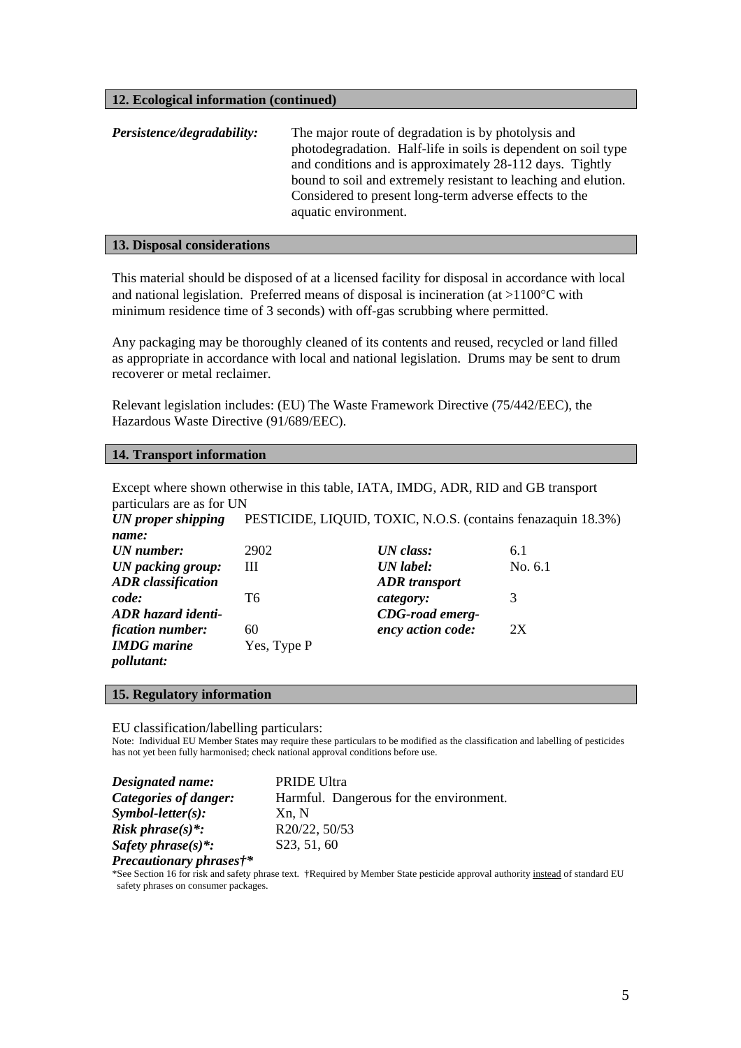## 12. Ecological information (continued)

***Persistence/degradability:*** The major route of degradation is by photolysis and photodegradation. Half-life in soils is dependent on soil type and conditions and is approximately 28-112 days. Tightly bound to soil and extremely resistant to leaching and elution. Considered to present long-term adverse effects to the aquatic environment.

## 13. Disposal considerations

This material should be disposed of at a licensed facility for disposal in accordance with local and national legislation. Preferred means of disposal is incineration (at >1100°C with minimum residence time of 3 seconds) with off-gas scrubbing where permitted.

Any packaging may be thoroughly cleaned of its contents and reused, recycled or land filled as appropriate in accordance with local and national legislation. Drums may be sent to drum recoverer or metal reclaimer.

Relevant legislation includes: (EU) The Waste Framework Directive (75/442/EEC), the Hazardous Waste Directive (91/689/EEC).

## 14. Transport information

Except where shown otherwise in this table, IATA, IMDG, ADR, RID and GB transport particulars are as for UN

***UN proper shipping name:*** PESTICIDE, LIQUID, TOXIC, N.O.S. (contains fenazaquin 18.3%)

| | | | |
|---|---|---|---|
| ***UN number:*** | 2902 | ***UN class:*** | 6.1 |
| ***UN packing group:*** | III | ***UN label:*** | No. 6.1 |
| ***ADR classification code:*** | T6 | ***ADR transport category:*** | 3 |
| ***ADR hazard identification number:*** | 60 | ***CDG-road emergency action code:*** | 2X |
| ***IMDG marine pollutant:*** | Yes, Type P | | |

## 15. Regulatory information

EU classification/labelling particulars:

Note: Individual EU Member States may require these particulars to be modified as the classification and labelling of pesticides has not yet been fully harmonised; check national approval conditions before use.

***Designated name:*** PRIDE Ultra
***Categories of danger:*** Harmful. Dangerous for the environment.
***Symbol-letter(s):*** Xn, N
***Risk phrase(s)*:*** R20/22, 50/53
***Safety phrase(s)*:*** S23, 51, 60
***Precautionary phrases†****

*See Section 16 for risk and safety phrase text. †Required by Member State pesticide approval authority <u>instead</u> of standard EU safety phrases on consumer packages.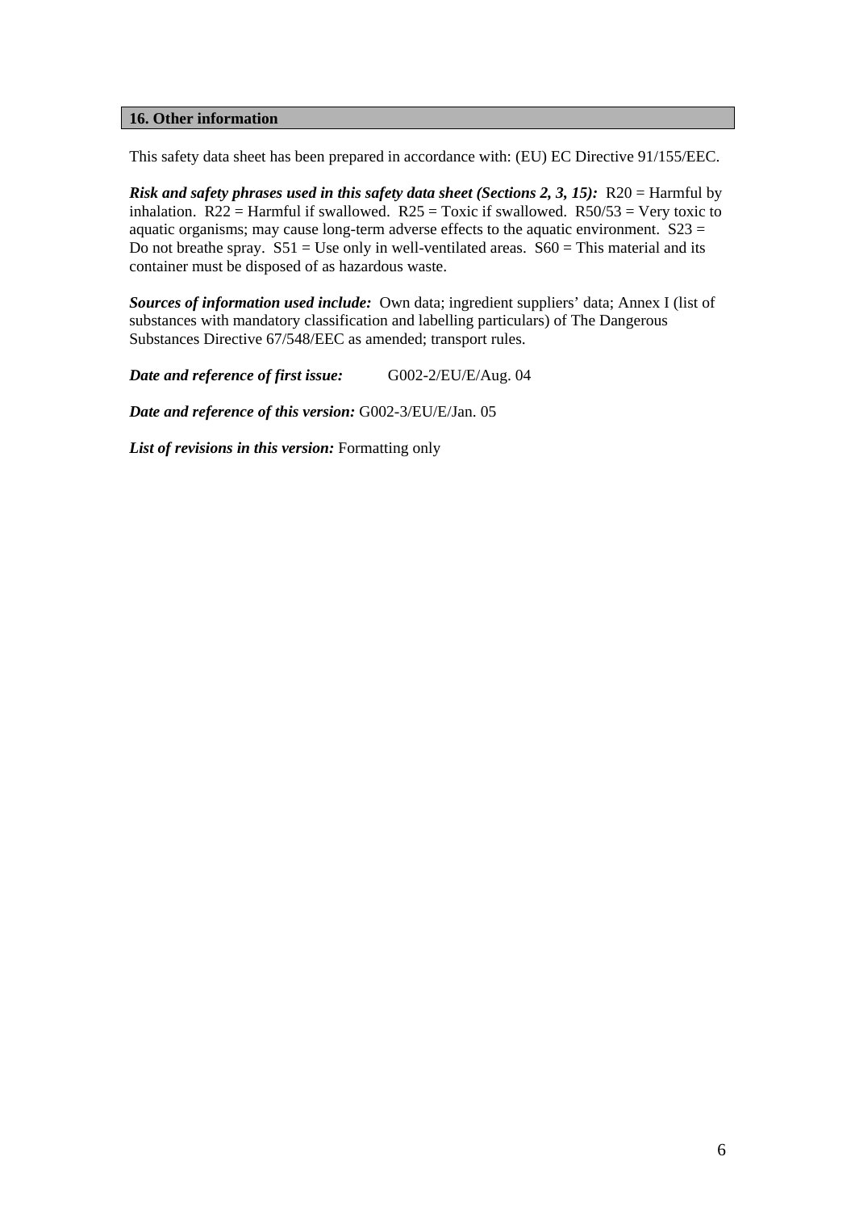## 16. Other information

This safety data sheet has been prepared in accordance with: (EU) EC Directive 91/155/EEC.

***Risk and safety phrases used in this safety data sheet (Sections 2, 3, 15):*** R20 = Harmful by inhalation. R22 = Harmful if swallowed. R25 = Toxic if swallowed. R50/53 = Very toxic to aquatic organisms; may cause long-term adverse effects to the aquatic environment. S23 = Do not breathe spray. S51 = Use only in well-ventilated areas. S60 = This material and its container must be disposed of as hazardous waste.

***Sources of information used include:*** Own data; ingredient suppliers' data; Annex I (list of substances with mandatory classification and labelling particulars) of The Dangerous Substances Directive 67/548/EEC as amended; transport rules.

***Date and reference of first issue:*** G002-2/EU/E/Aug. 04

***Date and reference of this version:*** G002-3/EU/E/Jan. 05

***List of revisions in this version:*** Formatting only